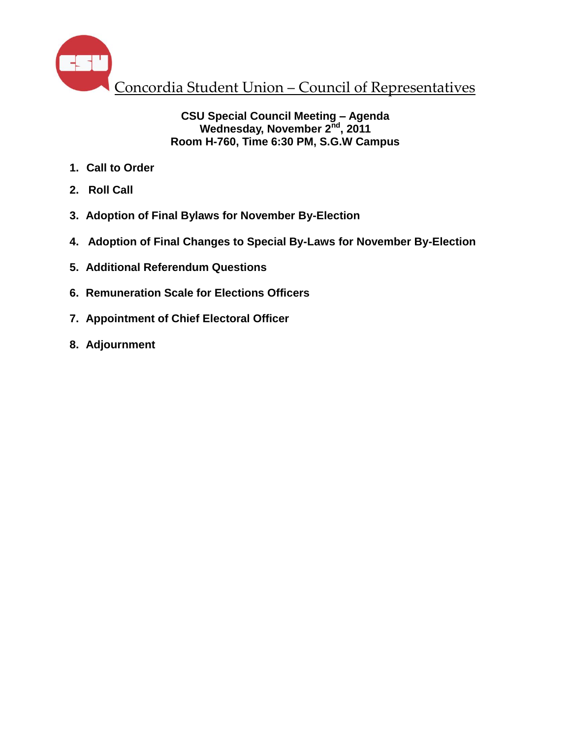# Concordia Student Union – Council of Representatives

**CSU Special Council Meeting – Agenda**
**Wednesday, November 2nd, 2011**
**Room H-760, Time 6:30 PM, S.G.W Campus**

1. **Call to Order**
2. **Roll Call**
3. **Adoption of Final Bylaws for November By-Election**
4. **Adoption of Final Changes to Special By-Laws for November By-Election**
5. **Additional Referendum Questions**
6. **Remuneration Scale for Elections Officers**
7. **Appointment of Chief Electoral Officer**
8. **Adjournment**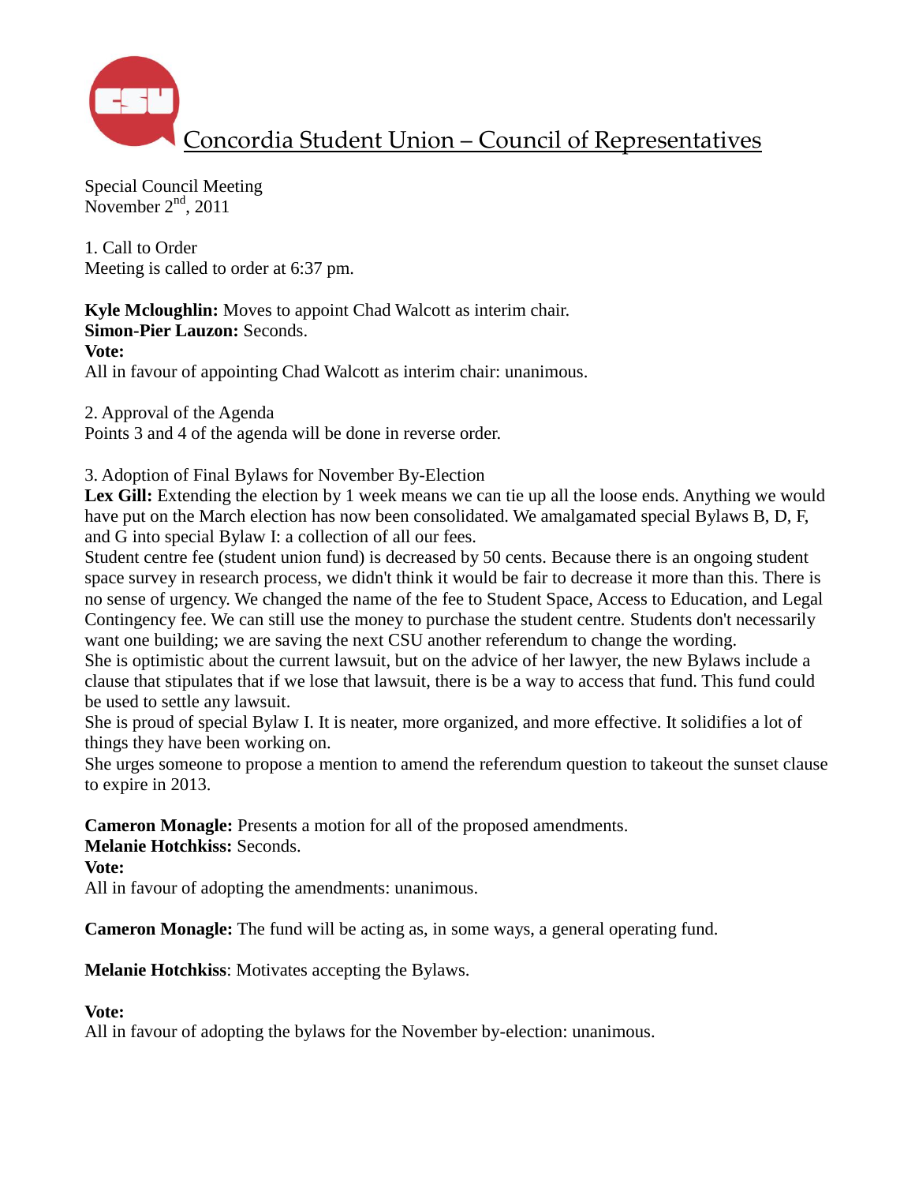# Concordia Student Union – Council of Representatives

Special Council Meeting
November 2nd, 2011

1. Call to Order
Meeting is called to order at 6:37 pm.

**Kyle Mcloughlin:** Moves to appoint Chad Walcott as interim chair.
**Simon-Pier Lauzon:** Seconds.
**Vote:**
All in favour of appointing Chad Walcott as interim chair: unanimous.

2. Approval of the Agenda
Points 3 and 4 of the agenda will be done in reverse order.

3. Adoption of Final Bylaws for November By-Election
**Lex Gill:** Extending the election by 1 week means we can tie up all the loose ends. Anything we would have put on the March election has now been consolidated. We amalgamated special Bylaws B, D, F, and G into special Bylaw I: a collection of all our fees.
Student centre fee (student union fund) is decreased by 50 cents. Because there is an ongoing student space survey in research process, we didn't think it would be fair to decrease it more than this. There is no sense of urgency. We changed the name of the fee to Student Space, Access to Education, and Legal Contingency fee. We can still use the money to purchase the student centre. Students don't necessarily want one building; we are saving the next CSU another referendum to change the wording.
She is optimistic about the current lawsuit, but on the advice of her lawyer, the new Bylaws include a clause that stipulates that if we lose that lawsuit, there is be a way to access that fund. This fund could be used to settle any lawsuit.
She is proud of special Bylaw I. It is neater, more organized, and more effective. It solidifies a lot of things they have been working on.
She urges someone to propose a mention to amend the referendum question to takeout the sunset clause to expire in 2013.

**Cameron Monagle:** Presents a motion for all of the proposed amendments.
**Melanie Hotchkiss:** Seconds.
**Vote:**
All in favour of adopting the amendments: unanimous.

**Cameron Monagle:** The fund will be acting as, in some ways, a general operating fund.

**Melanie Hotchkiss**: Motivates accepting the Bylaws.

**Vote:**
All in favour of adopting the bylaws for the November by-election: unanimous.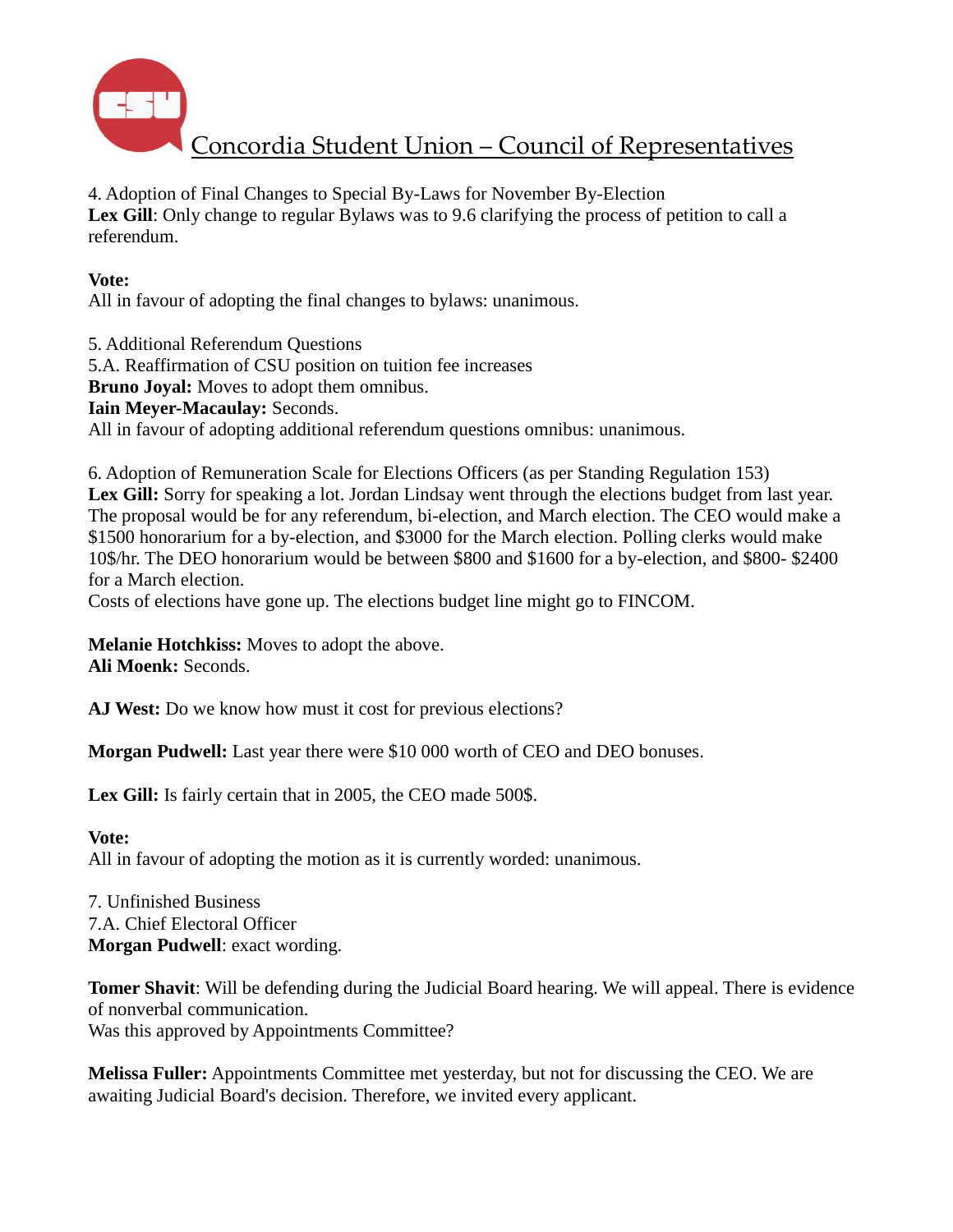4. Adoption of Final Changes to Special By-Laws for November By-Election
**Lex Gill**: Only change to regular Bylaws was to 9.6 clarifying the process of petition to call a referendum.

**Vote:**
All in favour of adopting the final changes to bylaws: unanimous.

5. Additional Referendum Questions
5.A. Reaffirmation of CSU position on tuition fee increases
**Bruno Joyal:** Moves to adopt them omnibus.
**Iain Meyer-Macaulay:** Seconds.
All in favour of adopting additional referendum questions omnibus: unanimous.

6. Adoption of Remuneration Scale for Elections Officers (as per Standing Regulation 153)
**Lex Gill:** Sorry for speaking a lot. Jordan Lindsay went through the elections budget from last year. The proposal would be for any referendum, bi-election, and March election. The CEO would make a $1500 honorarium for a by-election, and $3000 for the March election. Polling clerks would make 10$/hr. The DEO honorarium would be between $800 and $1600 for a by-election, and $800- $2400 for a March election.
Costs of elections have gone up. The elections budget line might go to FINCOM.

**Melanie Hotchkiss:** Moves to adopt the above.
**Ali Moenk:** Seconds.

**AJ West:** Do we know how must it cost for previous elections?

**Morgan Pudwell:** Last year there were $10 000 worth of CEO and DEO bonuses.

**Lex Gill:** Is fairly certain that in 2005, the CEO made 500$.

**Vote:**
All in favour of adopting the motion as it is currently worded: unanimous.

7. Unfinished Business
7.A. Chief Electoral Officer
**Morgan Pudwell**: exact wording.

**Tomer Shavit**: Will be defending during the Judicial Board hearing. We will appeal. There is evidence of nonverbal communication.
Was this approved by Appointments Committee?

**Melissa Fuller:** Appointments Committee met yesterday, but not for discussing the CEO. We are awaiting Judicial Board's decision. Therefore, we invited every applicant.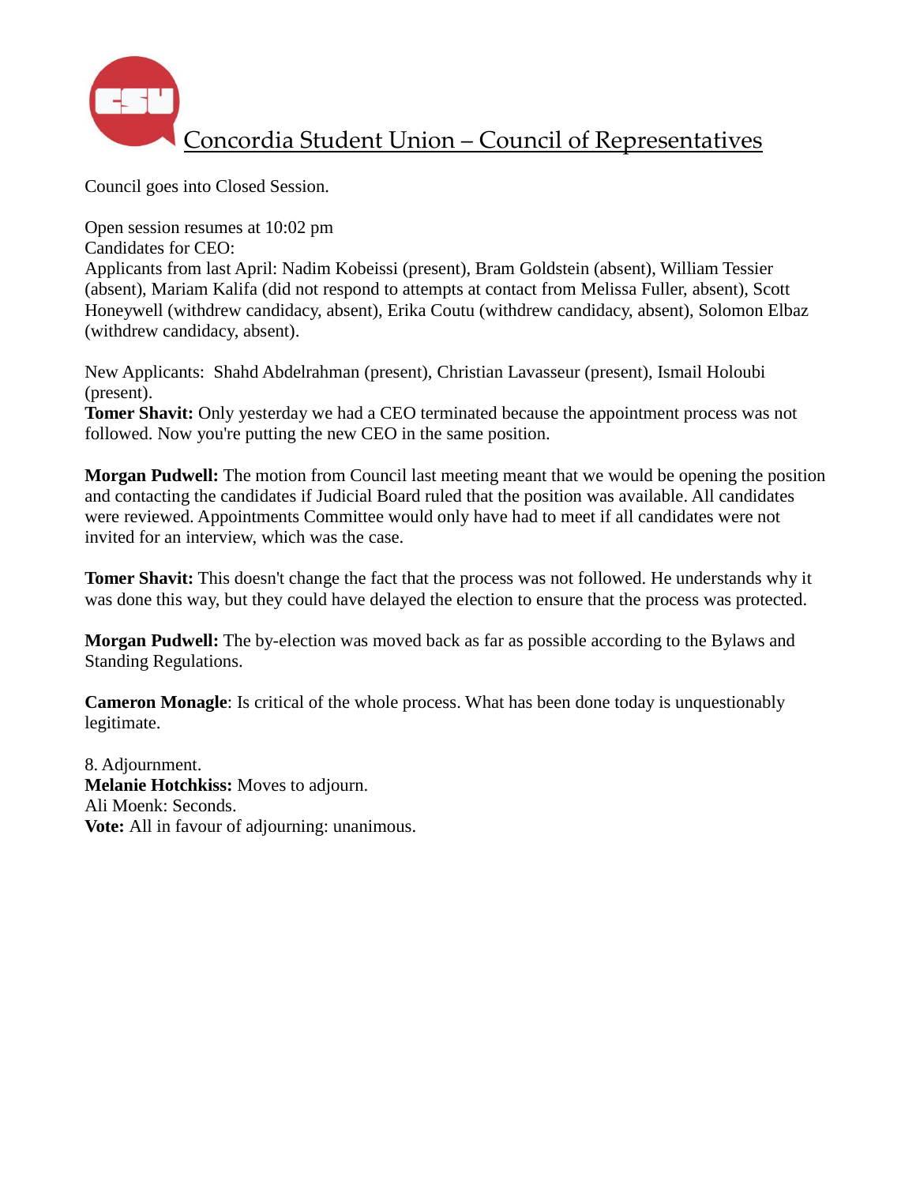Council goes into Closed Session.

Open session resumes at 10:02 pm

Candidates for CEO:

Applicants from last April: Nadim Kobeissi (present), Bram Goldstein (absent), William Tessier (absent), Mariam Kalifa (did not respond to attempts at contact from Melissa Fuller, absent), Scott Honeywell (withdrew candidacy, absent), Erika Coutu (withdrew candidacy, absent), Solomon Elbaz (withdrew candidacy, absent).

New Applicants: Shahd Abdelrahman (present), Christian Lavasseur (present), Ismail Holoubi (present).

**Tomer Shavit:** Only yesterday we had a CEO terminated because the appointment process was not followed. Now you're putting the new CEO in the same position.

**Morgan Pudwell:** The motion from Council last meeting meant that we would be opening the position and contacting the candidates if Judicial Board ruled that the position was available. All candidates were reviewed. Appointments Committee would only have had to meet if all candidates were not invited for an interview, which was the case.

**Tomer Shavit:** This doesn't change the fact that the process was not followed. He understands why it was done this way, but they could have delayed the election to ensure that the process was protected.

**Morgan Pudwell:** The by-election was moved back as far as possible according to the Bylaws and Standing Regulations.

**Cameron Monagle**: Is critical of the whole process. What has been done today is unquestionably legitimate.

8. Adjournment.

**Melanie Hotchkiss:** Moves to adjourn.

Ali Moenk: Seconds.

**Vote:** All in favour of adjourning: unanimous.